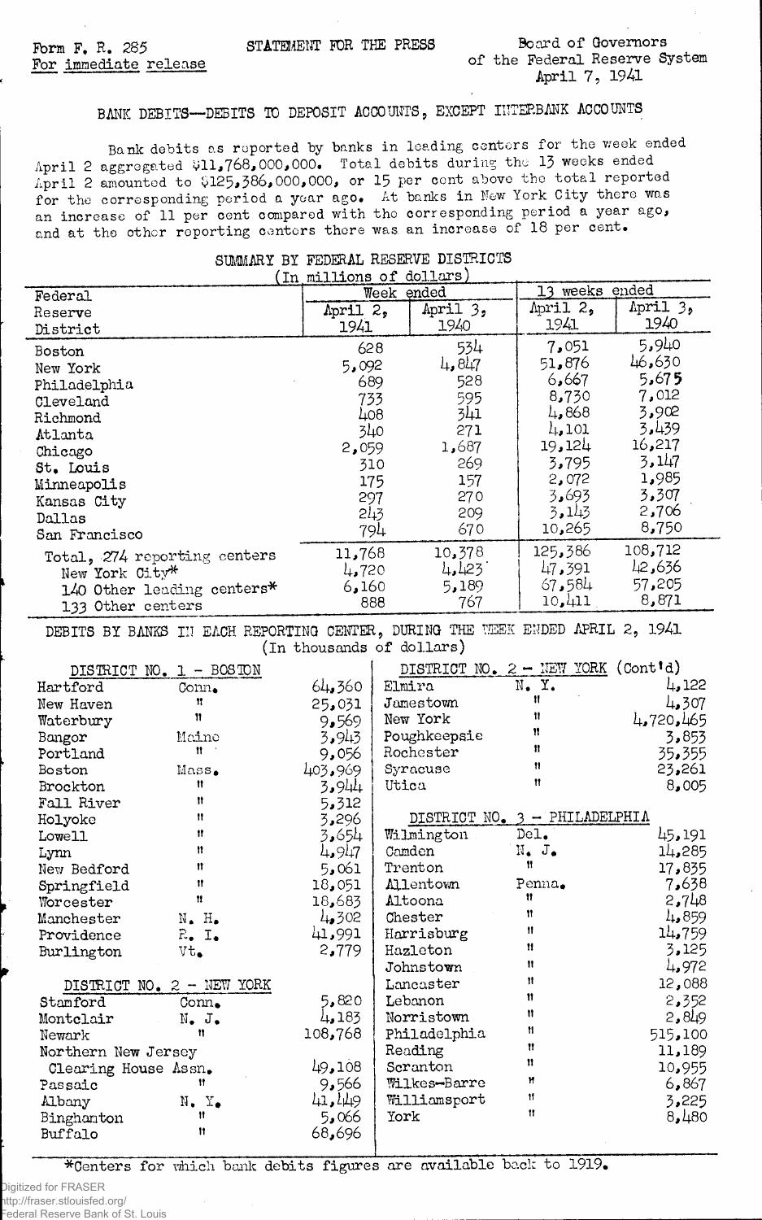Form F. R. 285
For immediate release

STATEMENT FOR THE PRESS

Board of Governors
of the Federal Reserve System
April 7, 1941

# BANK DEBITS—DEBITS TO DEPOSIT ACCOUNTS, EXCEPT INTERBANK ACCOUNTS

Bank debits as reported by banks in leading centers for the week ended April 2 aggregated $11,768,000,000. Total debits during the 13 weeks ended April 2 amounted to $125,386,000,000, or 15 per cent above the total reported for the corresponding period a year ago. At banks in New York City there was an increase of 11 per cent compared with the corresponding period a year ago, and at the other reporting centers there was an increase of 18 per cent.

## SUMMARY BY FEDERAL RESERVE DISTRICTS

(In millions of dollars)

| Federal Reserve District | Week ended | | 13 weeks ended | |
|---|---|---|---|---|
| | April 2, 1941 | April 3, 1940 | April 2, 1941 | April 3, 1940 |
| Boston | 628 | 534 | 7,051 | 5,940 |
| New York | 5,092 | 4,847 | 51,876 | 46,630 |
| Philadelphia | 689 | 528 | 6,667 | 5,675 |
| Cleveland | 733 | 595 | 8,730 | 7,012 |
| Richmond | 408 | 341 | 4,868 | 3,902 |
| Atlanta | 340 | 271 | 4,101 | 3,439 |
| Chicago | 2,059 | 1,687 | 19,124 | 16,217 |
| St. Louis | 310 | 269 | 3,795 | 3,147 |
| Minneapolis | 175 | 157 | 2,072 | 1,985 |
| Kansas City | 297 | 270 | 3,693 | 3,307 |
| Dallas | 243 | 209 | 3,143 | 2,706 |
| San Francisco | 794 | 670 | 10,265 | 8,750 |
| Total, 274 reporting centers | 11,768 | 10,378 | 125,386 | 108,712 |
| New York City* | 4,720 | 4,423 | 47,391 | 42,636 |
| 140 Other leading centers* | 6,160 | 5,189 | 67,584 | 57,205 |
| 133 Other centers | 888 | 767 | 10,411 | 8,871 |

## DEBITS BY BANKS IN EACH REPORTING CENTER, DURING THE WEEK ENDED APRIL 2, 1941

(In thousands of dollars)

### DISTRICT NO. 1 - BOSTON

| City | State | Debits |
|---|---|---|
| Hartford | Conn. | 64,360 |
| New Haven | " | 25,031 |
| Waterbury | " | 9,569 |
| Bangor | Maine | 3,943 |
| Portland | " | 9,056 |
| Boston | Mass. | 403,969 |
| Brockton | " | 3,944 |
| Fall River | " | 5,312 |
| Holyoke | " | 3,296 |
| Lowell | " | 3,654 |
| Lynn | " | 4,947 |
| New Bedford | " | 5,061 |
| Springfield | " | 18,051 |
| Worcester | " | 18,683 |
| Manchester | N. H. | 4,302 |
| Providence | R. I. | 41,991 |
| Burlington | Vt. | 2,779 |

### DISTRICT NO. 2 - NEW YORK

| City | State | Debits |
|---|---|---|
| Stamford | Conn. | 5,820 |
| Montclair | N. J. | 4,183 |
| Newark | " | 108,768 |
| Northern New Jersey Clearing House Assn. | | 49,108 |
| Passaic | " | 9,566 |
| Albany | N. Y. | 41,449 |
| Binghamton | " | 5,066 |
| Buffalo | " | 68,696 |
| Elmira | N. Y. | 4,122 |
| Jamestown | " | 4,307 |
| New York | " | 4,720,465 |
| Poughkeepsie | " | 3,853 |
| Rochester | " | 35,355 |
| Syracuse | " | 23,261 |
| Utica | " | 8,005 |

### DISTRICT NO. 3 - PHILADELPHIA

| City | State | Debits |
|---|---|---|
| Wilmington | Del. | 45,191 |
| Camden | N. J. | 14,285 |
| Trenton | " | 17,835 |
| Allentown | Penna. | 7,638 |
| Altoona | " | 2,748 |
| Chester | " | 4,859 |
| Harrisburg | " | 14,759 |
| Hazleton | " | 3,125 |
| Johnstown | " | 4,972 |
| Lancaster | " | 12,088 |
| Lebanon | " | 2,352 |
| Norristown | " | 2,849 |
| Philadelphia | " | 515,100 |
| Reading | " | 11,189 |
| Scranton | " | 10,955 |
| Wilkes-Barre | " | 6,867 |
| Williamsport | " | 3,225 |
| York | " | 8,480 |

*Centers for which bank debits figures are available back to 1919.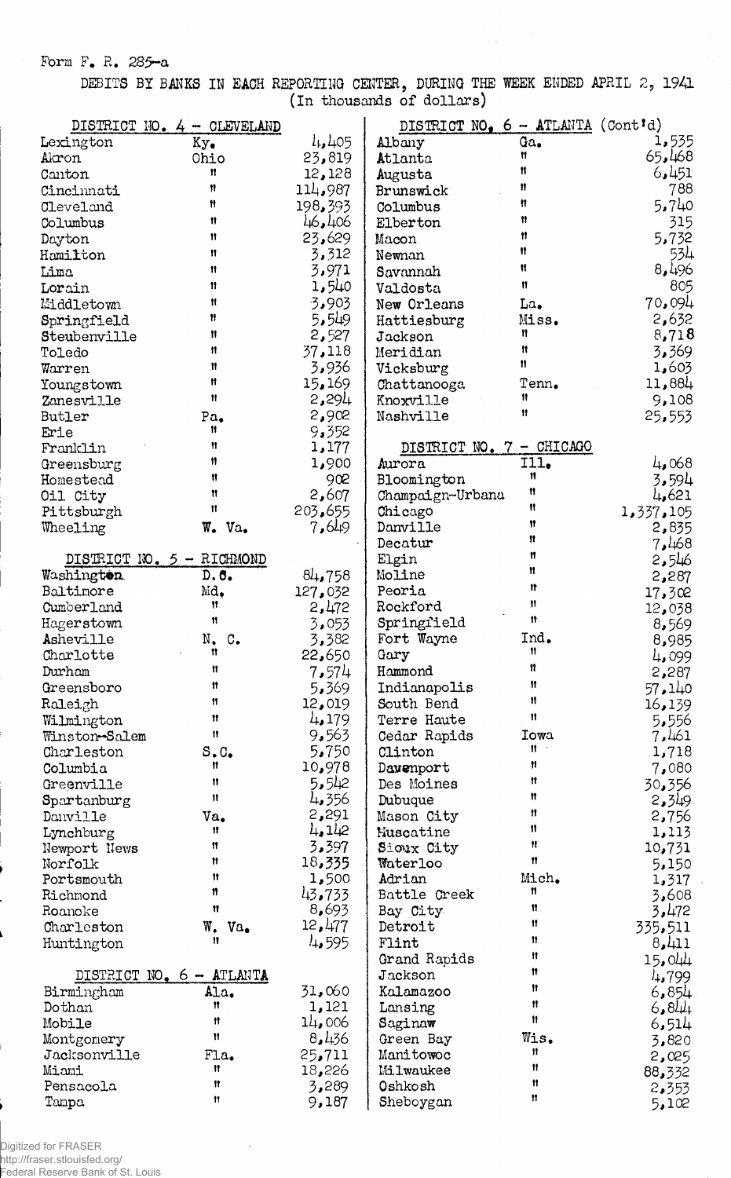Form F. R. 285-a

DEBITS BY BANKS IN EACH REPORTING CENTER, DURING THE WEEK ENDED APRIL 2, 1941
(In thousands of dollars)

| DISTRICT NO. 4 - CLEVELAND | | |
|---|---|---|
| Lexington | Ky. | 4,405 |
| Akron | Ohio | 23,819 |
| Canton | " | 12,128 |
| Cincinnati | " | 114,987 |
| Cleveland | " | 198,393 |
| Columbus | " | 46,406 |
| Dayton | " | 23,629 |
| Hamilton | " | 3,312 |
| Lima | " | 3,971 |
| Lorain | " | 1,540 |
| Middletown | " | 3,903 |
| Springfield | " | 5,549 |
| Steubenville | " | 2,527 |
| Toledo | " | 37,118 |
| Warren | " | 3,936 |
| Youngstown | " | 15,169 |
| Zanesville | " | 2,294 |
| Butler | Pa. | 2,902 |
| Erie | " | 9,352 |
| Franklin | " | 1,177 |
| Greensburg | " | 1,900 |
| Homestead | " | 902 |
| Oil City | " | 2,607 |
| Pittsburgh | " | 203,655 |
| Wheeling | W. Va. | 7,649 |

| DISTRICT NO. 5 - RICHMOND | | |
|---|---|---|
| Washington | D.C. | 84,758 |
| Baltimore | Md. | 127,032 |
| Cumberland | " | 2,472 |
| Hagerstown | " | 3,053 |
| Asheville | N. C. | 3,382 |
| Charlotte | " | 22,650 |
| Durham | " | 7,574 |
| Greensboro | " | 5,369 |
| Raleigh | " | 12,019 |
| Wilmington | " | 4,179 |
| Winston-Salem | " | 9,563 |
| Charleston | S.C. | 5,750 |
| Columbia | " | 10,978 |
| Greenville | " | 5,542 |
| Spartanburg | " | 4,356 |
| Danville | Va. | 2,291 |
| Lynchburg | " | 4,142 |
| Newport News | " | 3,397 |
| Norfolk | " | 18,335 |
| Portsmouth | " | 1,500 |
| Richmond | " | 43,733 |
| Roanoke | " | 8,693 |
| Charleston | W. Va. | 12,477 |
| Huntington | " | 4,595 |

| DISTRICT NO. 6 - ATLANTA | | |
|---|---|---|
| Birmingham | Ala. | 31,060 |
| Dothan | " | 1,121 |
| Mobile | " | 14,006 |
| Montgomery | " | 8,436 |
| Jacksonville | Fla. | 25,711 |
| Miami | " | 18,226 |
| Pensacola | " | 3,289 |
| Tampa | " | 9,187 |

| DISTRICT NO. 6 - ATLANTA (Cont'd) | | |
|---|---|---|
| Albany | Ga. | 1,535 |
| Atlanta | " | 65,468 |
| Augusta | " | 6,451 |
| Brunswick | " | 788 |
| Columbus | " | 5,740 |
| Elberton | " | 315 |
| Macon | " | 5,732 |
| Newnan | " | 534 |
| Savannah | " | 8,496 |
| Valdosta | " | 805 |
| New Orleans | La. | 70,094 |
| Hattiesburg | Miss. | 2,632 |
| Jackson | " | 8,718 |
| Meridian | " | 3,369 |
| Vicksburg | " | 1,603 |
| Chattanooga | Tenn. | 11,884 |
| Knoxville | " | 9,108 |
| Nashville | " | 25,553 |

| DISTRICT NO. 7 - CHICAGO | | |
|---|---|---|
| Aurora | Ill. | 4,068 |
| Bloomington | " | 3,594 |
| Champaign-Urbana | " | 4,621 |
| Chicago | " | 1,337,105 |
| Danville | " | 2,835 |
| Decatur | " | 7,468 |
| Elgin | " | 2,546 |
| Moline | " | 2,287 |
| Peoria | " | 17,302 |
| Rockford | " | 12,038 |
| Springfield | " | 8,569 |
| Fort Wayne | Ind. | 8,985 |
| Gary | " | 4,099 |
| Hammond | " | 2,287 |
| Indianapolis | " | 57,140 |
| South Bend | " | 16,139 |
| Terre Haute | " | 5,556 |
| Cedar Rapids | Iowa | 7,461 |
| Clinton | " | 1,718 |
| Davenport | " | 7,080 |
| Des Moines | " | 30,356 |
| Dubuque | " | 2,349 |
| Mason City | " | 2,756 |
| Muscatine | " | 1,113 |
| Sioux City | " | 10,731 |
| Waterloo | " | 5,150 |
| Adrian | Mich. | 1,317 |
| Battle Creek | " | 3,608 |
| Bay City | " | 3,472 |
| Detroit | " | 335,511 |
| Flint | " | 8,411 |
| Grand Rapids | " | 15,044 |
| Jackson | " | 4,799 |
| Kalamazoo | " | 6,854 |
| Lansing | " | 6,844 |
| Saginaw | " | 6,514 |
| Green Bay | Wis. | 3,820 |
| Manitowoc | " | 2,025 |
| Milwaukee | " | 88,332 |
| Oshkosh | " | 2,353 |
| Sheboygan | " | 5,102 |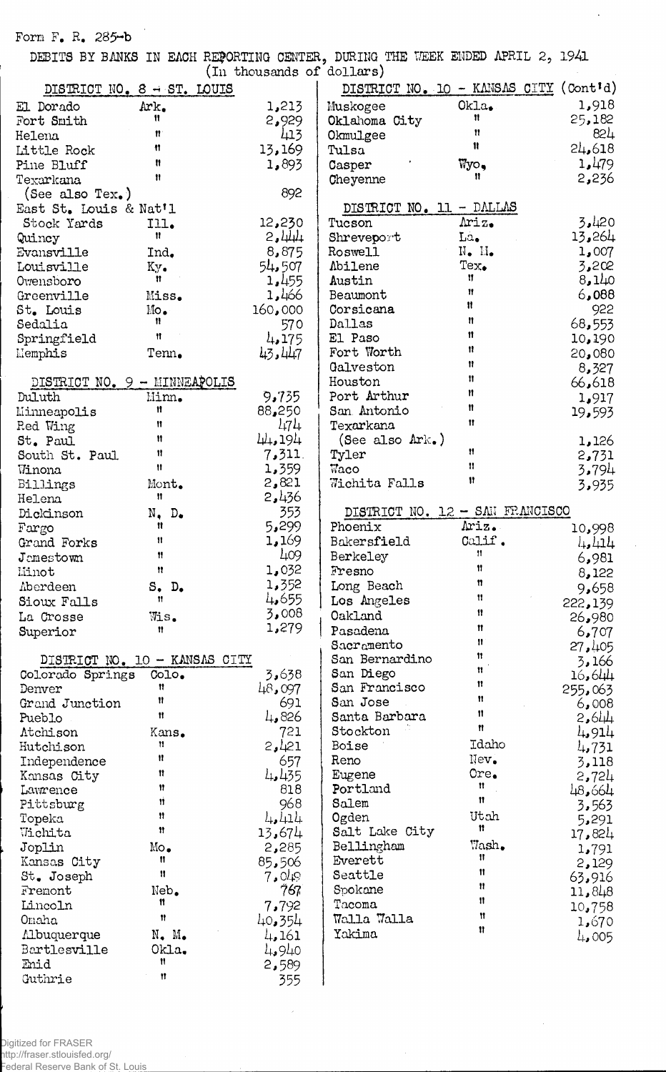Form F. R. 285-b

DEBITS BY BANKS IN EACH REPORTING CENTER, DURING THE WEEK ENDED APRIL 2, 1941

(In thousands of dollars)

## DISTRICT NO. 8 - ST. LOUIS

| | | |
|---|---|---|
| El Dorado | Ark. | 1,213 |
| Fort Smith | " | 2,929 |
| Helena | " | 413 |
| Little Rock | " | 13,169 |
| Pine Bluff | " | 1,893 |
| Texarkana (See also Tex.) | " | 892 |
| East St. Louis & Nat'l Stock Yards | Ill. | 12,230 |
| Quincy | " | 2,444 |
| Evansville | Ind. | 8,875 |
| Louisville | Ky. | 54,507 |
| Owensboro | " | 1,455 |
| Greenville | Miss. | 1,466 |
| St. Louis | Mo. | 160,000 |
| Sedalia | " | 570 |
| Springfield | " | 4,175 |
| Memphis | Tenn. | 43,447 |

## DISTRICT NO. 9 - MINNEAPOLIS

| | | |
|---|---|---|
| Duluth | Minn. | 9,735 |
| Minneapolis | " | 88,250 |
| Red Wing | " | 474 |
| St. Paul | " | 44,194 |
| South St. Paul | " | 7,311 |
| Winona | " | 1,359 |
| Billings | Mont. | 2,821 |
| Helena | " | 2,436 |
| Dickinson | N. D. | 353 |
| Fargo | " | 5,299 |
| Grand Forks | " | 1,169 |
| Jamestown | " | 409 |
| Minot | " | 1,032 |
| Aberdeen | S. D. | 1,352 |
| Sioux Falls | " | 4,655 |
| La Crosse | Wis. | 3,008 |
| Superior | " | 1,279 |

## DISTRICT NO. 10 - KANSAS CITY

| | | |
|---|---|---|
| Colorado Springs | Colo. | 3,638 |
| Denver | " | 48,097 |
| Grand Junction | " | 691 |
| Pueblo | " | 4,826 |
| Atchison | Kans. | 721 |
| Hutchison | " | 2,421 |
| Independence | " | 657 |
| Kansas City | " | 4,435 |
| Lawrence | " | 818 |
| Pittsburg | " | 968 |
| Topeka | " | 4,414 |
| Wichita | " | 13,674 |
| Joplin | Mo. | 2,285 |
| Kansas City | " | 85,506 |
| St. Joseph | " | 7,049 |
| Fremont | Neb. | 767 |
| Lincoln | " | 7,792 |
| Omaha | " | 40,354 |
| Albuquerque | N. M. | 4,161 |
| Bartlesville | Okla. | 4,940 |
| Enid | " | 2,589 |
| Guthrie | " | 355 |

## DISTRICT NO. 10 - KANSAS CITY (Cont'd)

| | | |
|---|---|---|
| Muskogee | Okla. | 1,918 |
| Oklahoma City | " | 25,182 |
| Okmulgee | " | 824 |
| Tulsa | " | 24,618 |
| Casper | Wyo. | 1,479 |
| Cheyenne | " | 2,236 |

## DISTRICT NO. 11 - DALLAS

| | | |
|---|---|---|
| Tucson | Ariz. | 3,420 |
| Shreveport | La. | 13,264 |
| Roswell | N. M. | 1,007 |
| Abilene | Tex. | 3,202 |
| Austin | " | 8,140 |
| Beaumont | " | 6,088 |
| Corsicana | " | 922 |
| Dallas | " | 68,553 |
| El Paso | " | 10,190 |
| Fort Worth | " | 20,080 |
| Galveston | " | 8,327 |
| Houston | " | 66,618 |
| Port Arthur | " | 1,917 |
| San Antonio | " | 19,593 |
| Texarkana (See also Ark.) | " | 1,126 |
| Tyler | " | 2,731 |
| Waco | " | 3,794 |
| Wichita Falls | " | 3,935 |

## DISTRICT NO. 12 - SAN FRANCISCO

| | | |
|---|---|---|
| Phoenix | Ariz. | 10,998 |
| Bakersfield | Calif. | 4,414 |
| Berkeley | " | 6,981 |
| Fresno | " | 8,122 |
| Long Beach | " | 9,658 |
| Los Angeles | " | 222,139 |
| Oakland | " | 26,980 |
| Pasadena | " | 6,707 |
| Sacramento | " | 27,405 |
| San Bernardino | " | 3,166 |
| San Diego | " | 16,644 |
| San Francisco | " | 255,063 |
| San Jose | " | 6,008 |
| Santa Barbara | " | 2,644 |
| Stockton | " | 4,914 |
| Boise | Idaho | 4,731 |
| Reno | Nev. | 3,118 |
| Eugene | Ore. | 2,724 |
| Portland | " | 48,664 |
| Salem | " | 3,563 |
| Ogden | Utah | 5,291 |
| Salt Lake City | " | 17,824 |
| Bellingham | Wash. | 1,791 |
| Everett | " | 2,129 |
| Seattle | " | 63,916 |
| Spokane | " | 11,848 |
| Tacoma | " | 10,758 |
| Walla Walla | " | 1,670 |
| Yakima | " | 4,005 |